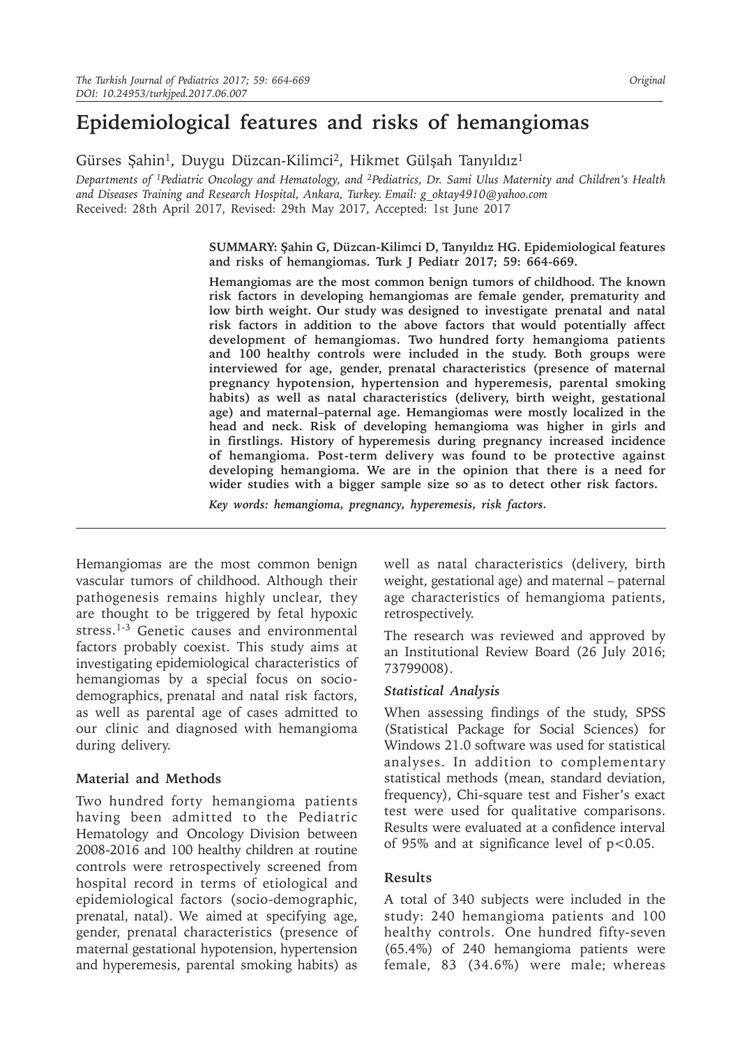# Epidemiological features and risks of hemangiomas

Gürses Şahin[1], Duygu Düzcan-Kilimci[2], Hikmet Gülşah Tanyıldız[1]

*Departments of [1]Pediatric Oncology and Hematology, and [2]Pediatrics, Dr. Sami Ulus Maternity and Children's Health and Diseases Training and Research Hospital, Ankara, Turkey. Email: g_oktay4910@yahoo.com*

Received: 28th April 2017, Revised: 29th May 2017, Accepted: 1st June 2017

**SUMMARY: Şahin G, Düzcan-Kilimci D, Tanyıldız HG. Epidemiological features and risks of hemangiomas. Turk J Pediatr 2017; 59: 664-669.**

**Hemangiomas are the most common benign tumors of childhood. The known risk factors in developing hemangiomas are female gender, prematurity and low birth weight. Our study was designed to investigate prenatal and natal risk factors in addition to the above factors that would potentially affect development of hemangiomas. Two hundred forty hemangioma patients and 100 healthy controls were included in the study. Both groups were interviewed for age, gender, prenatal characteristics (presence of maternal pregnancy hypotension, hypertension and hyperemesis, parental smoking habits) as well as natal characteristics (delivery, birth weight, gestational age) and maternal–paternal age. Hemangiomas were mostly localized in the head and neck. Risk of developing hemangioma was higher in girls and in firstlings. History of hyperemesis during pregnancy increased incidence of hemangioma. Post-term delivery was found to be protective against developing hemangioma. We are in the opinion that there is a need for wider studies with a bigger sample size so as to detect other risk factors.**

***Key words: hemangioma, pregnancy, hyperemesis, risk factors.***

Hemangiomas are the most common benign vascular tumors of childhood. Although their pathogenesis remains highly unclear, they are thought to be triggered by fetal hypoxic stress.[1-3] Genetic causes and environmental factors probably coexist. This study aims at investigating epidemiological characteristics of hemangiomas by a special focus on socio-demographics, prenatal and natal risk factors, as well as parental age of cases admitted to our clinic and diagnosed with hemangioma during delivery.

## Material and Methods

Two hundred forty hemangioma patients having been admitted to the Pediatric Hematology and Oncology Division between 2008-2016 and 100 healthy children at routine controls were retrospectively screened from hospital record in terms of etiological and epidemiological factors (socio-demographic, prenatal, natal). We aimed at specifying age, gender, prenatal characteristics (presence of maternal gestational hypotension, hypertension and hyperemesis, parental smoking habits) as well as natal characteristics (delivery, birth weight, gestational age) and maternal – paternal age characteristics of hemangioma patients, retrospectively.

The research was reviewed and approved by an Institutional Review Board (26 July 2016; 73799008).

### *Statistical Analysis*

When assessing findings of the study, SPSS (Statistical Package for Social Sciences) for Windows 21.0 software was used for statistical analyses. In addition to complementary statistical methods (mean, standard deviation, frequency), Chi-square test and Fisher's exact test were used for qualitative comparisons. Results were evaluated at a confidence interval of 95% and at significance level of $p<0.05$.

## Results

A total of 340 subjects were included in the study: 240 hemangioma patients and 100 healthy controls. One hundred fifty-seven (65.4%) of 240 hemangioma patients were female, 83 (34.6%) were male; whereas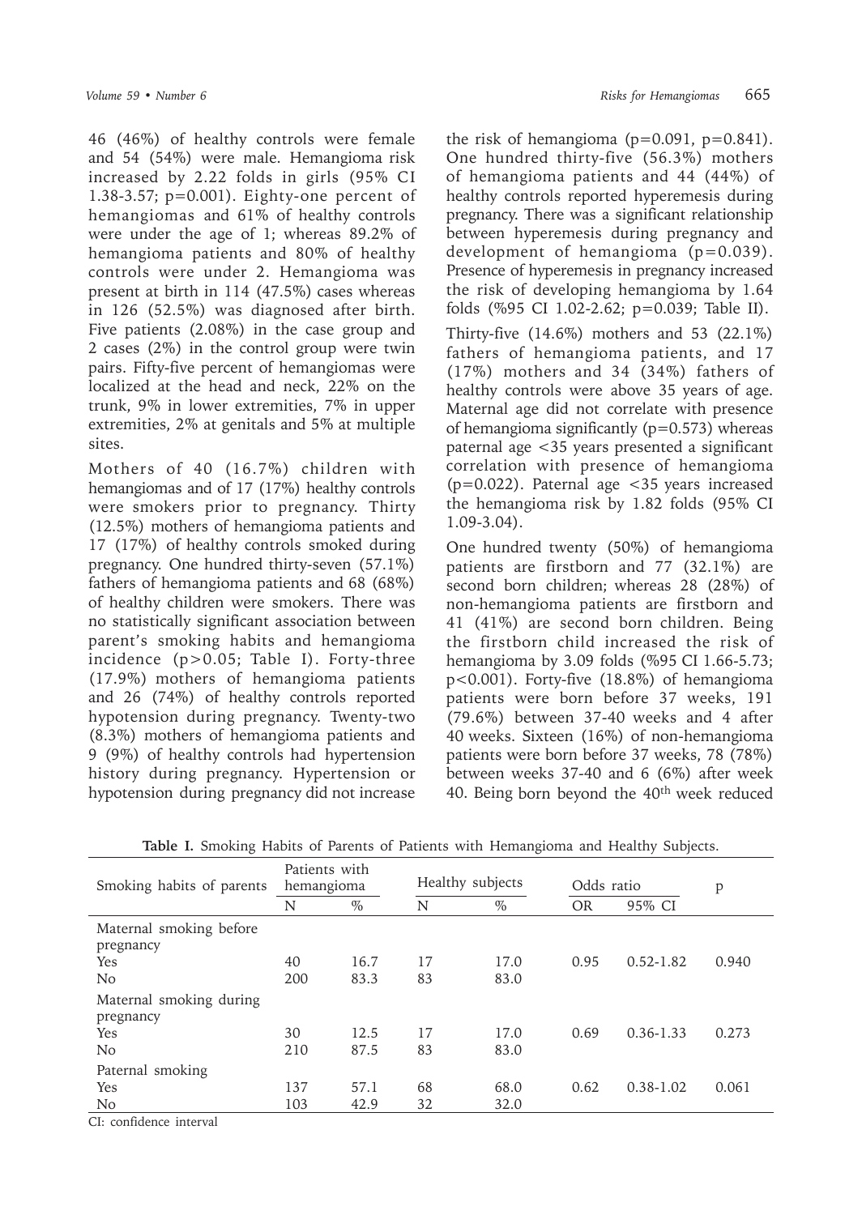46 (46%) of healthy controls were female and 54 (54%) were male. Hemangioma risk increased by 2.22 folds in girls (95% CI 1.38-3.57; p=0.001). Eighty-one percent of hemangiomas and 61% of healthy controls were under the age of 1; whereas 89.2% of hemangioma patients and 80% of healthy controls were under 2. Hemangioma was present at birth in 114 (47.5%) cases whereas in 126 (52.5%) was diagnosed after birth. Five patients (2.08%) in the case group and 2 cases (2%) in the control group were twin pairs. Fifty-five percent of hemangiomas were localized at the head and neck, 22% on the trunk, 9% in lower extremities, 7% in upper extremities, 2% at genitals and 5% at multiple sites.

Mothers of 40 (16.7%) children with hemangiomas and of 17 (17%) healthy controls were smokers prior to pregnancy. Thirty (12.5%) mothers of hemangioma patients and 17 (17%) of healthy controls smoked during pregnancy. One hundred thirty-seven (57.1%) fathers of hemangioma patients and 68 (68%) of healthy children were smokers. There was no statistically significant association between parent's smoking habits and hemangioma incidence (p>0.05; Table I). Forty-three (17.9%) mothers of hemangioma patients and 26 (74%) of healthy controls reported hypotension during pregnancy. Twenty-two (8.3%) mothers of hemangioma patients and 9 (9%) of healthy controls had hypertension history during pregnancy. Hypertension or hypotension during pregnancy did not increase the risk of hemangioma (p=0.091, p=0.841). One hundred thirty-five (56.3%) mothers of hemangioma patients and 44 (44%) of healthy controls reported hyperemesis during pregnancy. There was a significant relationship between hyperemesis during pregnancy and development of hemangioma (p=0.039). Presence of hyperemesis in pregnancy increased the risk of developing hemangioma by 1.64 folds (%95 CI 1.02-2.62; p=0.039; Table II).

Thirty-five (14.6%) mothers and 53 (22.1%) fathers of hemangioma patients, and 17 (17%) mothers and 34 (34%) fathers of healthy controls were above 35 years of age. Maternal age did not correlate with presence of hemangioma significantly (p=0.573) whereas paternal age <35 years presented a significant correlation with presence of hemangioma (p=0.022). Paternal age <35 years increased the hemangioma risk by 1.82 folds (95% CI 1.09-3.04).

One hundred twenty (50%) of hemangioma patients are firstborn and 77 (32.1%) are second born children; whereas 28 (28%) of non-hemangioma patients are firstborn and 41 (41%) are second born children. Being the firstborn child increased the risk of hemangioma by 3.09 folds (%95 CI 1.66-5.73; p<0.001). Forty-five (18.8%) of hemangioma patients were born before 37 weeks, 191 (79.6%) between 37-40 weeks and 4 after 40 weeks. Sixteen (16%) of non-hemangioma patients were born before 37 weeks, 78 (78%) between weeks 37-40 and 6 (6%) after week 40. Being born beyond the 40th week reduced

**Table I.** Smoking Habits of Parents of Patients with Hemangioma and Healthy Subjects.

| Smoking habits of parents | Patients with hemangioma | | Healthy subjects | | Odds ratio | | p |
|---|---|---|---|---|---|---|---|
| | N | % | N | % | OR | 95% CI | |
| Maternal smoking before pregnancy | | | | | | | |
| Yes | 40 | 16.7 | 17 | 17.0 | 0.95 | 0.52-1.82 | 0.940 |
| No | 200 | 83.3 | 83 | 83.0 | | | |
| Maternal smoking during pregnancy | | | | | | | |
| Yes | 30 | 12.5 | 17 | 17.0 | 0.69 | 0.36-1.33 | 0.273 |
| No | 210 | 87.5 | 83 | 83.0 | | | |
| Paternal smoking | | | | | | | |
| Yes | 137 | 57.1 | 68 | 68.0 | 0.62 | 0.38-1.02 | 0.061 |
| No | 103 | 42.9 | 32 | 32.0 | | | |

CI: confidence interval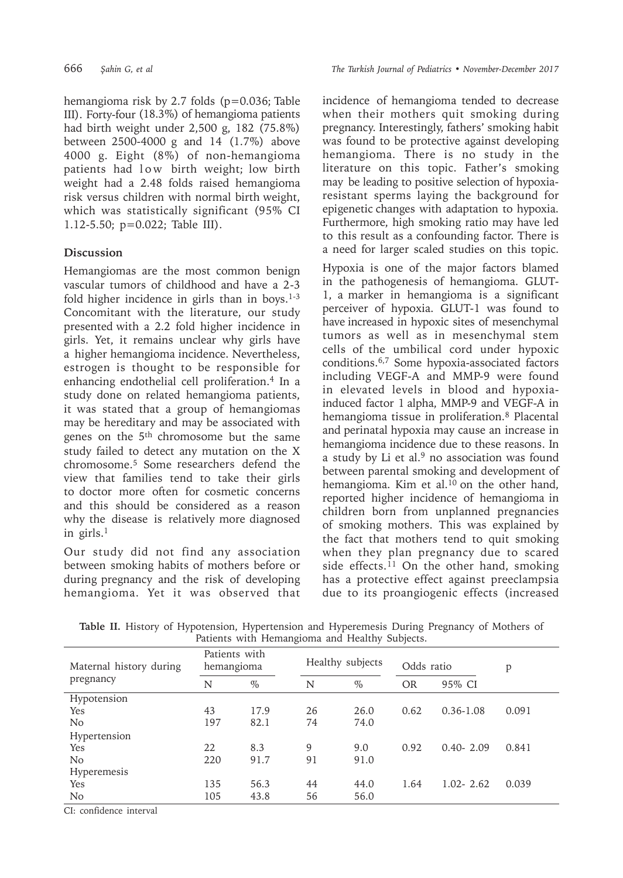hemangioma risk by 2.7 folds (p=0.036; Table III). Forty-four (18.3%) of hemangioma patients had birth weight under 2,500 g, 182 (75.8%) between 2500-4000 g and 14 (1.7%) above 4000 g. Eight (8%) of non-hemangioma patients had low birth weight; low birth weight had a 2.48 folds raised hemangioma risk versus children with normal birth weight, which was statistically significant (95% CI 1.12-5.50; p=0.022; Table III).

## Discussion

Hemangiomas are the most common benign vascular tumors of childhood and have a 2-3 fold higher incidence in girls than in boys.[1-3] Concomitant with the literature, our study presented with a 2.2 fold higher incidence in girls. Yet, it remains unclear why girls have a higher hemangioma incidence. Nevertheless, estrogen is thought to be responsible for enhancing endothelial cell proliferation.[4] In a study done on related hemangioma patients, it was stated that a group of hemangiomas may be hereditary and may be associated with genes on the 5th chromosome but the same study failed to detect any mutation on the X chromosome.[5] Some researchers defend the view that families tend to take their girls to doctor more often for cosmetic concerns and this should be considered as a reason why the disease is relatively more diagnosed in girls.[1]

Our study did not find any association between smoking habits of mothers before or during pregnancy and the risk of developing hemangioma. Yet it was observed that incidence of hemangioma tended to decrease when their mothers quit smoking during pregnancy. Interestingly, fathers' smoking habit was found to be protective against developing hemangioma. There is no study in the literature on this topic. Father's smoking may be leading to positive selection of hypoxia-resistant sperms laying the background for epigenetic changes with adaptation to hypoxia. Furthermore, high smoking ratio may have led to this result as a confounding factor. There is a need for larger scaled studies on this topic.

Hypoxia is one of the major factors blamed in the pathogenesis of hemangioma. GLUT-1, a marker in hemangioma is a significant perceiver of hypoxia. GLUT-1 was found to have increased in hypoxic sites of mesenchymal tumors as well as in mesenchymal stem cells of the umbilical cord under hypoxic conditions.[6,7] Some hypoxia-associated factors including VEGF-A and MMP-9 were found in elevated levels in blood and hypoxia-induced factor 1 alpha, MMP-9 and VEGF-A in hemangioma tissue in proliferation.[8] Placental and perinatal hypoxia may cause an increase in hemangioma incidence due to these reasons. In a study by Li et al.[9] no association was found between parental smoking and development of hemangioma. Kim et al.[10] on the other hand, reported higher incidence of hemangioma in children born from unplanned pregnancies of smoking mothers. This was explained by the fact that mothers tend to quit smoking when they plan pregnancy due to scared side effects.[11] On the other hand, smoking has a protective effect against preeclampsia due to its proangiogenic effects (increased

**Table II.** History of Hypotension, Hypertension and Hyperemesis During Pregnancy of Mothers of Patients with Hemangioma and Healthy Subjects.

| Maternal history during pregnancy | Patients with hemangioma | | Healthy subjects | | Odds ratio | | p |
|---|---|---|---|---|---|---|---|
| | N | % | N | % | OR | 95% CI | |
| Hypotension | | | | | | | |
| Yes | 43 | 17.9 | 26 | 26.0 | 0.62 | 0.36-1.08 | 0.091 |
| No | 197 | 82.1 | 74 | 74.0 | | | |
| Hypertension | | | | | | | |
| Yes | 22 | 8.3 | 9 | 9.0 | 0.92 | 0.40- 2.09 | 0.841 |
| No | 220 | 91.7 | 91 | 91.0 | | | |
| Hyperemesis | | | | | | | |
| Yes | 135 | 56.3 | 44 | 44.0 | 1.64 | 1.02- 2.62 | 0.039 |
| No | 105 | 43.8 | 56 | 56.0 | | | |

CI: confidence interval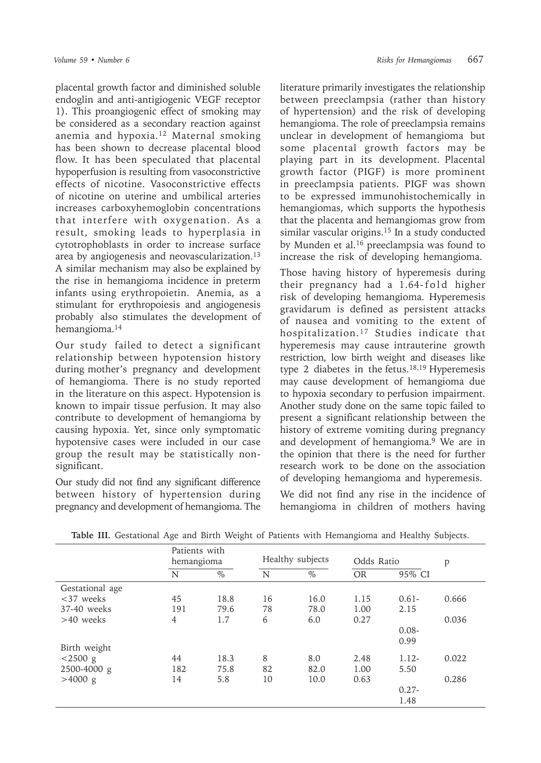placental growth factor and diminished soluble endoglin and anti-antigiogenic VEGF receptor 1). This proangiogenic effect of smoking may be considered as a secondary reaction against anemia and hypoxia.[12] Maternal smoking has been shown to decrease placental blood flow. It has been speculated that placental hypoperfusion is resulting from vasoconstrictive effects of nicotine. Vasoconstrictive effects of nicotine on uterine and umbilical arteries increases carboxyhemoglobin concentrations that interfere with oxygenation. As a result, smoking leads to hyperplasia in cytotrophoblasts in order to increase surface area by angiogenesis and neovascularization.[13] A similar mechanism may also be explained by the rise in hemangioma incidence in preterm infants using erythropoietin. Anemia, as a stimulant for erythropoiesis and angiogenesis probably also stimulates the development of hemangioma.[14]

Our study failed to detect a significant relationship between hypotension history during mother's pregnancy and development of hemangioma. There is no study reported in the literature on this aspect. Hypotension is known to impair tissue perfusion. It may also contribute to development of hemangioma by causing hypoxia. Yet, since only symptomatic hypotensive cases were included in our case group the result may be statistically non-significant.

Our study did not find any significant difference between history of hypertension during pregnancy and development of hemangioma. The literature primarily investigates the relationship between preeclampsia (rather than history of hypertension) and the risk of developing hemangioma. The role of preeclampsia remains unclear in development of hemangioma but some placental growth factors may be playing part in its development. Placental growth factor (PIGF) is more prominent in preeclampsia patients. PIGF was shown to be expressed immunohistochemically in hemangiomas, which supports the hypothesis that the placenta and hemangiomas grow from similar vascular origins.[15] In a study conducted by Munden et al.[16] preeclampsia was found to increase the risk of developing hemangioma.

Those having history of hyperemesis during their pregnancy had a 1.64-fold higher risk of developing hemangioma. Hyperemesis gravidarum is defined as persistent attacks of nausea and vomiting to the extent of hospitalization.[17] Studies indicate that hyperemesis may cause intrauterine growth restriction, low birth weight and diseases like type 2 diabetes in the fetus.[18,19] Hyperemesis may cause development of hemangioma due to hypoxia secondary to perfusion impairment. Another study done on the same topic failed to present a significant relationship between the history of extreme vomiting during pregnancy and development of hemangioma.[9] We are in the opinion that there is the need for further research work to be done on the association of developing hemangioma and hyperemesis.

We did not find any rise in the incidence of hemangioma in children of mothers having

**Table III.** Gestational Age and Birth Weight of Patients with Hemangioma and Healthy Subjects.

| | Patients with hemangioma | | Healthy subjects | | Odds Ratio | | p |
|---|---|---|---|---|---|---|---|
| | N | % | N | % | OR | 95% CI | |
| Gestational age | | | | | | | |
| <37 weeks | 45 | 18.8 | 16 | 16.0 | 1.15 | 0.61-2.15 | 0.666 |
| 37-40 weeks | 191 | 79.6 | 78 | 78.0 | 1.00 | | |
| >40 weeks | 4 | 1.7 | 6 | 6.0 | 0.27 | 0.08-0.99 | 0.036 |
| Birth weight | | | | | | | |
| <2500 g | 44 | 18.3 | 8 | 8.0 | 2.48 | 1.12-5.50 | 0.022 |
| 2500-4000 g | 182 | 75.8 | 82 | 82.0 | 1.00 | | |
| >4000 g | 14 | 5.8 | 10 | 10.0 | 0.63 | 0.27-1.48 | 0.286 |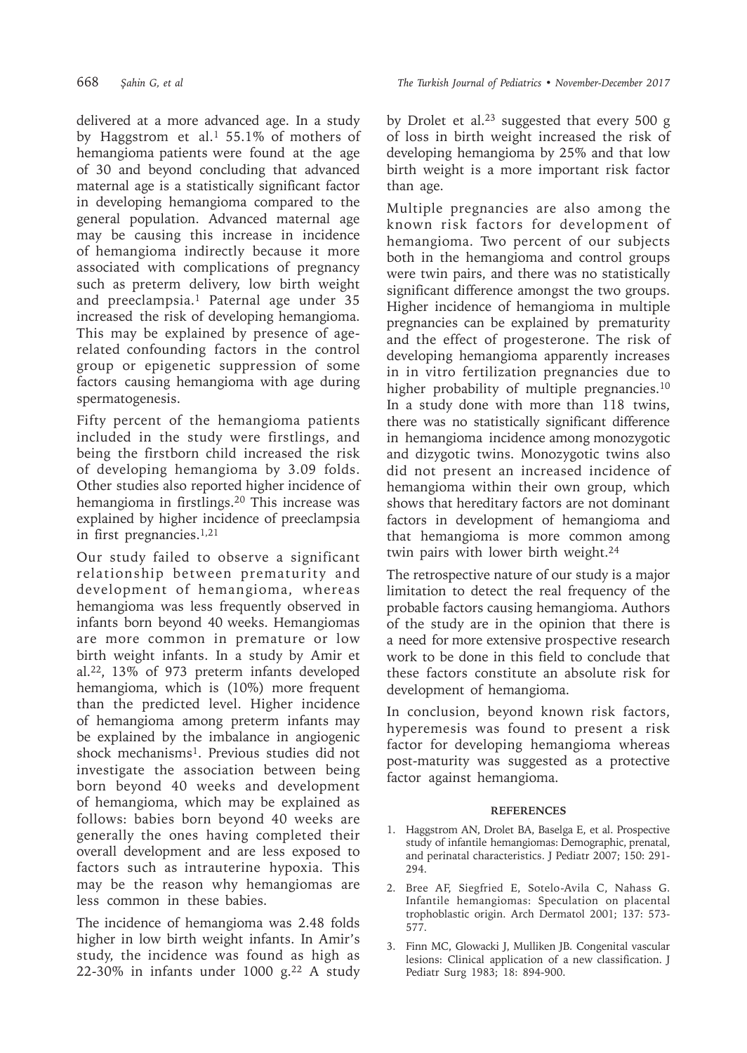delivered at a more advanced age. In a study by Haggstrom et al.[1] 55.1% of mothers of hemangioma patients were found at the age of 30 and beyond concluding that advanced maternal age is a statistically significant factor in developing hemangioma compared to the general population. Advanced maternal age may be causing this increase in incidence of hemangioma indirectly because it more associated with complications of pregnancy such as preterm delivery, low birth weight and preeclampsia.[1] Paternal age under 35 increased the risk of developing hemangioma. This may be explained by presence of age-related confounding factors in the control group or epigenetic suppression of some factors causing hemangioma with age during spermatogenesis.

Fifty percent of the hemangioma patients included in the study were firstlings, and being the firstborn child increased the risk of developing hemangioma by 3.09 folds. Other studies also reported higher incidence of hemangioma in firstlings.[20] This increase was explained by higher incidence of preeclampsia in first pregnancies.[1,21]

Our study failed to observe a significant relationship between prematurity and development of hemangioma, whereas hemangioma was less frequently observed in infants born beyond 40 weeks. Hemangiomas are more common in premature or low birth weight infants. In a study by Amir et al.[22], 13% of 973 preterm infants developed hemangioma, which is (10%) more frequent than the predicted level. Higher incidence of hemangioma among preterm infants may be explained by the imbalance in angiogenic shock mechanisms[1]. Previous studies did not investigate the association between being born beyond 40 weeks and development of hemangioma, which may be explained as follows: babies born beyond 40 weeks are generally the ones having completed their overall development and are less exposed to factors such as intrauterine hypoxia. This may be the reason why hemangiomas are less common in these babies.

The incidence of hemangioma was 2.48 folds higher in low birth weight infants. In Amir's study, the incidence was found as high as 22-30% in infants under 1000 g.[22] A study by Drolet et al.[23] suggested that every 500 g of loss in birth weight increased the risk of developing hemangioma by 25% and that low birth weight is a more important risk factor than age.

Multiple pregnancies are also among the known risk factors for development of hemangioma. Two percent of our subjects both in the hemangioma and control groups were twin pairs, and there was no statistically significant difference amongst the two groups. Higher incidence of hemangioma in multiple pregnancies can be explained by prematurity and the effect of progesterone. The risk of developing hemangioma apparently increases in in vitro fertilization pregnancies due to higher probability of multiple pregnancies.[10] In a study done with more than 118 twins, there was no statistically significant difference in hemangioma incidence among monozygotic and dizygotic twins. Monozygotic twins also did not present an increased incidence of hemangioma within their own group, which shows that hereditary factors are not dominant factors in development of hemangioma and that hemangioma is more common among twin pairs with lower birth weight.[24]

The retrospective nature of our study is a major limitation to detect the real frequency of the probable factors causing hemangioma. Authors of the study are in the opinion that there is a need for more extensive prospective research work to be done in this field to conclude that these factors constitute an absolute risk for development of hemangioma.

In conclusion, beyond known risk factors, hyperemesis was found to present a risk factor for developing hemangioma whereas post-maturity was suggested as a protective factor against hemangioma.

## REFERENCES

1. Haggstrom AN, Drolet BA, Baselga E, et al. Prospective study of infantile hemangiomas: Demographic, prenatal, and perinatal characteristics. J Pediatr 2007; 150: 291-294.
2. Bree AF, Siegfried E, Sotelo-Avila C, Nahass G. Infantile hemangiomas: Speculation on placental trophoblastic origin. Arch Dermatol 2001; 137: 573-577.
3. Finn MC, Glowacki J, Mulliken JB. Congenital vascular lesions: Clinical application of a new classification. J Pediatr Surg 1983; 18: 894-900.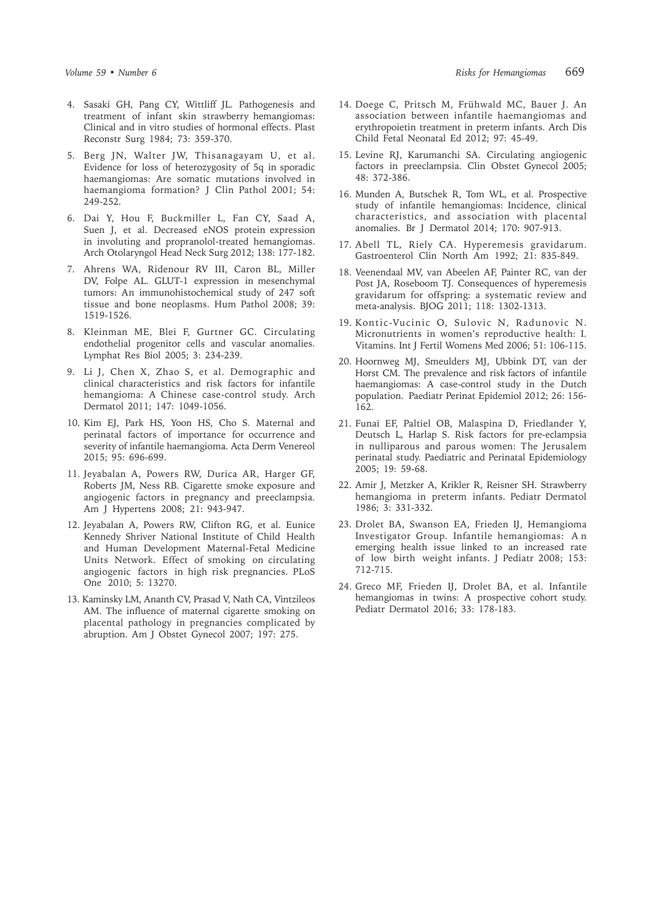4. Sasaki GH, Pang CY, Wittliff JL. Pathogenesis and treatment of infant skin strawberry hemangiomas: Clinical and in vitro studies of hormonal effects. Plast Reconstr Surg 1984; 73: 359-370.
5. Berg JN, Walter JW, Thisanagayam U, et al. Evidence for loss of heterozygosity of 5q in sporadic haemangiomas: Are somatic mutations involved in haemangioma formation? J Clin Pathol 2001; 54: 249-252.
6. Dai Y, Hou F, Buckmiller L, Fan CY, Saad A, Suen J, et al. Decreased eNOS protein expression in involuting and propranolol-treated hemangiomas. Arch Otolaryngol Head Neck Surg 2012; 138: 177-182.
7. Ahrens WA, Ridenour RV III, Caron BL, Miller DV, Folpe AL. GLUT-1 expression in mesenchymal tumors: An immunohistochemical study of 247 soft tissue and bone neoplasms. Hum Pathol 2008; 39: 1519-1526.
8. Kleinman ME, Blei F, Gurtner GC. Circulating endothelial progenitor cells and vascular anomalies. Lymphat Res Biol 2005; 3: 234-239.
9. Li J, Chen X, Zhao S, et al. Demographic and clinical characteristics and risk factors for infantile hemangioma: A Chinese case-control study. Arch Dermatol 2011; 147: 1049-1056.
10. Kim EJ, Park HS, Yoon HS, Cho S. Maternal and perinatal factors of importance for occurrence and severity of infantile haemangioma. Acta Derm Venereol 2015; 95: 696-699.
11. Jeyabalan A, Powers RW, Durica AR, Harger GF, Roberts JM, Ness RB. Cigarette smoke exposure and angiogenic factors in pregnancy and preeclampsia. Am J Hypertens 2008; 21: 943-947.
12. Jeyabalan A, Powers RW, Clifton RG, et al. Eunice Kennedy Shriver National Institute of Child Health and Human Development Maternal-Fetal Medicine Units Network. Effect of smoking on circulating angiogenic factors in high risk pregnancies. PLoS One 2010; 5: 13270.
13. Kaminsky LM, Ananth CV, Prasad V, Nath CA, Vintzileos AM. The influence of maternal cigarette smoking on placental pathology in pregnancies complicated by abruption. Am J Obstet Gynecol 2007; 197: 275.
14. Doege C, Pritsch M, Frühwald MC, Bauer J. An association between infantile haemangiomas and erythropoietin treatment in preterm infants. Arch Dis Child Fetal Neonatal Ed 2012; 97: 45-49.
15. Levine RJ, Karumanchi SA. Circulating angiogenic factors in preeclampsia. Clin Obstet Gynecol 2005; 48: 372-386.
16. Munden A, Butschek R, Tom WL, et al. Prospective study of infantile hemangiomas: Incidence, clinical characteristics, and association with placental anomalies. Br J Dermatol 2014; 170: 907-913.
17. Abell TL, Riely CA. Hyperemesis gravidarum. Gastroenterol Clin North Am 1992; 21: 835-849.
18. Veenendaal MV, van Abeelen AF, Painter RC, van der Post JA, Roseboom TJ. Consequences of hyperemesis gravidarum for offspring: a systematic review and meta-analysis. BJOG 2011; 118: 1302-1313.
19. Kontic-Vucinic O, Sulovic N, Radunovic N. Micronutrients in women's reproductive health: I. Vitamins. Int J Fertil Womens Med 2006; 51: 106-115.
20. Hoornweg MJ, Smeulders MJ, Ubbink DT, van der Horst CM. The prevalence and risk factors of infantile haemangiomas: A case-control study in the Dutch population. Paediatr Perinat Epidemiol 2012; 26: 156-162.
21. Funai EF, Paltiel OB, Malaspina D, Friedlander Y, Deutsch L, Harlap S. Risk factors for pre-eclampsia in nulliparous and parous women: The Jerusalem perinatal study. Paediatric and Perinatal Epidemiology 2005; 19: 59-68.
22. Amir J, Metzker A, Krikler R, Reisner SH. Strawberry hemangioma in preterm infants. Pediatr Dermatol 1986; 3: 331-332.
23. Drolet BA, Swanson EA, Frieden IJ, Hemangioma Investigator Group. Infantile hemangiomas: An emerging health issue linked to an increased rate of low birth weight infants. J Pediatr 2008; 153: 712-715.
24. Greco MF, Frieden IJ, Drolet BA, et al. Infantile hemangiomas in twins: A prospective cohort study. Pediatr Dermatol 2016; 33: 178-183.